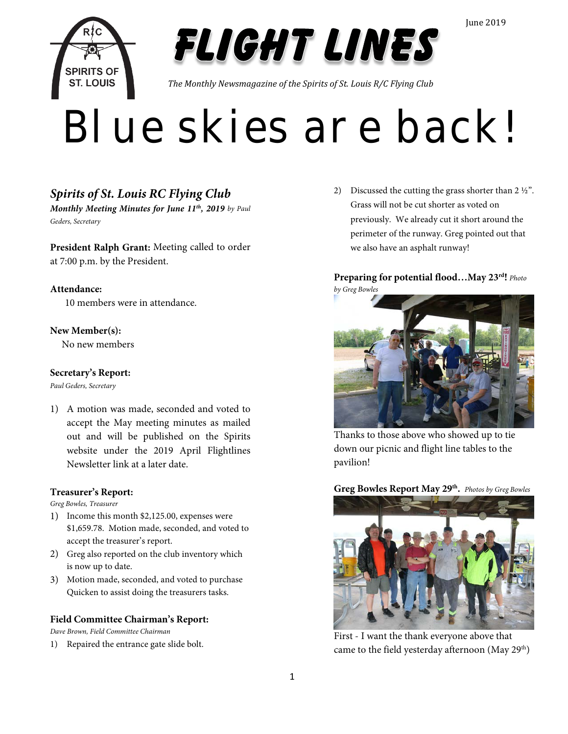June 2019

# FLIGHT LINES

*The Monthly Newsmagazine of the Spirits of St. Louis R/C Flying Club*

# Blue skies are back!

## *Spirits of St. Louis RC Flying Club*

***Monthly Meeting Minutes for June 11th, 2019*** *by Paul Geders, Secretary*

**President Ralph Grant:** Meeting called to order at 7:00 p.m. by the President.

**Attendance:**

10 members were in attendance.

**New Member(s):**

No new members

**Secretary's Report:**

*Paul Geders, Secretary*

1) A motion was made, seconded and voted to accept the May meeting minutes as mailed out and will be published on the Spirits website under the 2019 April Flightlines Newsletter link at a later date.

**Treasurer's Report:**

*Greg Bowles, Treasurer*

1) Income this month $2,125.00, expenses were $1,659.78. Motion made, seconded, and voted to accept the treasurer's report.
2) Greg also reported on the club inventory which is now up to date.
3) Motion made, seconded, and voted to purchase Quicken to assist doing the treasurers tasks.

**Field Committee Chairman's Report:**

*Dave Brown, Field Committee Chairman*

1) Repaired the entrance gate slide bolt.
2) Discussed the cutting the grass shorter than 2 ½". Grass will not be cut shorter as voted on previously. We already cut it short around the perimeter of the runway. Greg pointed out that we also have an asphalt runway!

**Preparing for potential flood…May 23rd!** *Photo by Greg Bowles*

Thanks to those above who showed up to tie down our picnic and flight line tables to the pavilion!

**Greg Bowles Report May 29th.** *Photos by Greg Bowles*

First - I want the thank everyone above that came to the field yesterday afternoon (May 29th)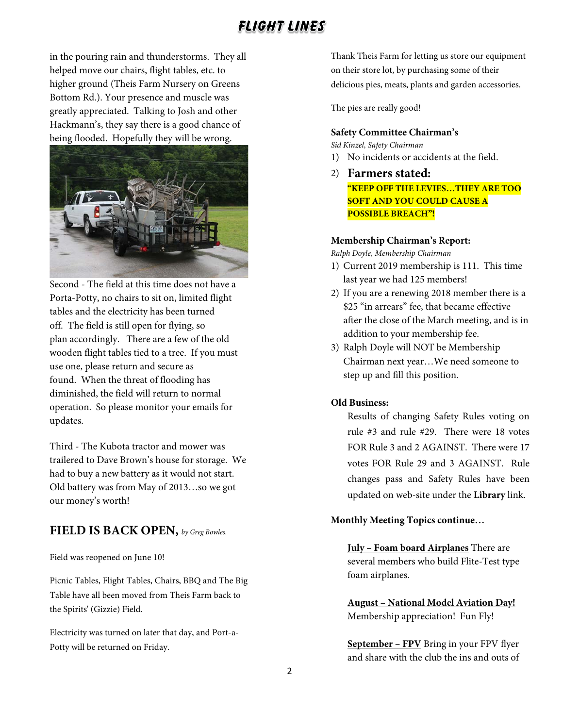in the pouring rain and thunderstorms. They all helped move our chairs, flight tables, etc. to higher ground (Theis Farm Nursery on Greens Bottom Rd.). Your presence and muscle was greatly appreciated. Talking to Josh and other Hackmann's, they say there is a good chance of being flooded. Hopefully they will be wrong.

Second - The field at this time does not have a Porta-Potty, no chairs to sit on, limited flight tables and the electricity has been turned off. The field is still open for flying, so plan accordingly. There are a few of the old wooden flight tables tied to a tree. If you must use one, please return and secure as found. When the threat of flooding has diminished, the field will return to normal operation. So please monitor your emails for updates.

Third - The Kubota tractor and mower was trailered to Dave Brown's house for storage. We had to buy a new battery as it would not start. Old battery was from May of 2013…so we got our money's worth!

## FIELD IS BACK OPEN, *by Greg Bowles.*

Field was reopened on June 10!

Picnic Tables, Flight Tables, Chairs, BBQ and The Big Table have all been moved from Theis Farm back to the Spirits' (Gizzie) Field.

Electricity was turned on later that day, and Port-a-Potty will be returned on Friday.

Thank Theis Farm for letting us store our equipment on their store lot, by purchasing some of their delicious pies, meats, plants and garden accessories.

The pies are really good!

**Safety Committee Chairman's**

*Sid Kinzel, Safety Chairman*

1) No incidents or accidents at the field.
2) **Farmers stated:**
   **"KEEP OFF THE LEVIES…THEY ARE TOO SOFT AND YOU COULD CAUSE A POSSIBLE BREACH"!**

**Membership Chairman's Report:**

*Ralph Doyle, Membership Chairman*

1) Current 2019 membership is 111. This time last year we had 125 members!
2) If you are a renewing 2018 member there is a $25 "in arrears" fee, that became effective after the close of the March meeting, and is in addition to your membership fee.
3) Ralph Doyle will NOT be Membership Chairman next year…We need someone to step up and fill this position.

**Old Business:**

Results of changing Safety Rules voting on rule #3 and rule #29. There were 18 votes FOR Rule 3 and 2 AGAINST. There were 17 votes FOR Rule 29 and 3 AGAINST. Rule changes pass and Safety Rules have been updated on web-site under the **Library** link.

**Monthly Meeting Topics continue…**

**July – Foam board Airplanes** There are several members who build Flite-Test type foam airplanes.

**August – National Model Aviation Day!** Membership appreciation! Fun Fly!

**September – FPV** Bring in your FPV flyer and share with the club the ins and outs of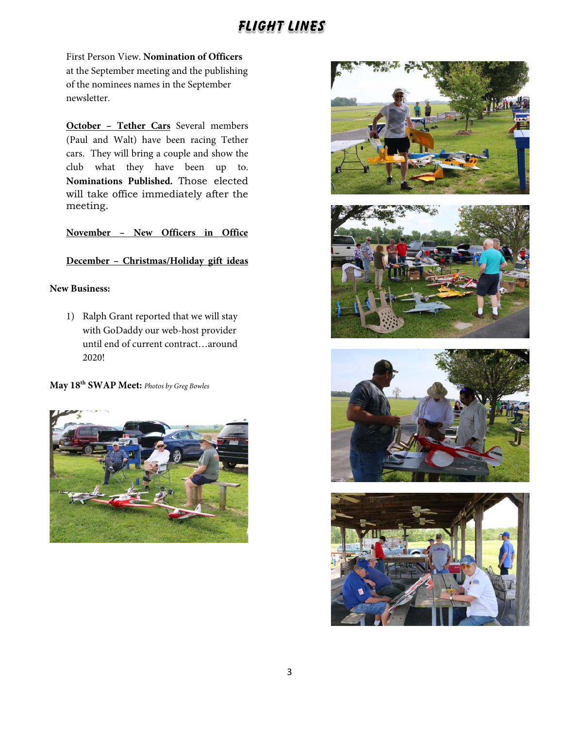First Person View. **Nomination of Officers** at the September meeting and the publishing of the nominees names in the September newsletter.

**October – Tether Cars** Several members (Paul and Walt) have been racing Tether cars. They will bring a couple and show the club what they have been up to. **Nominations Published.** Those elected will take office immediately after the meeting.

**November – New Officers in Office**

**December – Christmas/Holiday gift ideas**

**New Business:**

1) Ralph Grant reported that we will stay with GoDaddy our web-host provider until end of current contract…around 2020!

**May 18th SWAP Meet:** *Photos by Greg Bowles*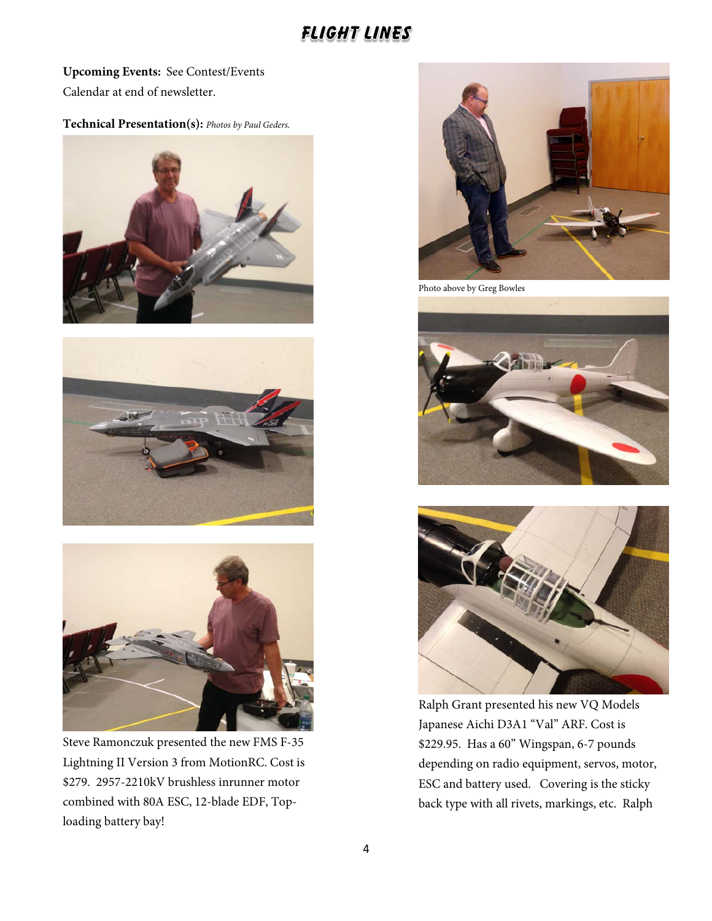**Upcoming Events:** See Contest/Events Calendar at end of newsletter.

**Technical Presentation(s):** *Photos by Paul Geders.*

Steve Ramonczuk presented the new FMS F-35 Lightning II Version 3 from MotionRC. Cost is $279. 2957-2210kV brushless inrunner motor combined with 80A ESC, 12-blade EDF, Top-loading battery bay!

Photo above by Greg Bowles

Ralph Grant presented his new VQ Models Japanese Aichi D3A1 "Val" ARF. Cost is $229.95. Has a 60" Wingspan, 6-7 pounds depending on radio equipment, servos, motor, ESC and battery used. Covering is the sticky back type with all rivets, markings, etc. Ralph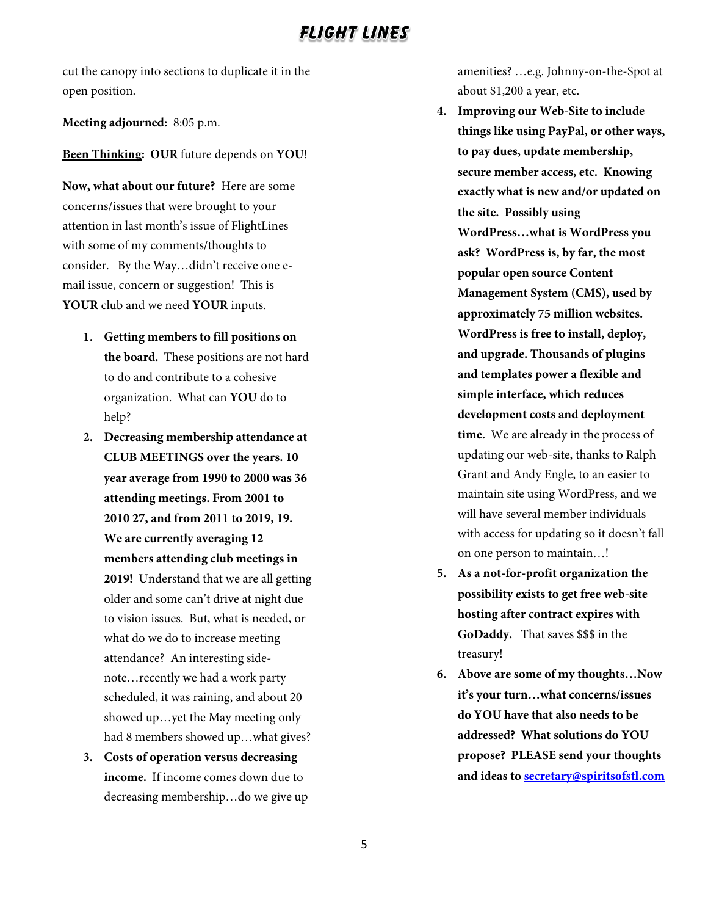cut the canopy into sections to duplicate it in the open position.

**Meeting adjourned:** 8:05 p.m.

<u>**Been Thinking**</u>**: OUR** future depends on **YOU**!

**Now, what about our future?** Here are some concerns/issues that were brought to your attention in last month's issue of FlightLines with some of my comments/thoughts to consider. By the Way…didn't receive one e-mail issue, concern or suggestion! This is **YOUR** club and we need **YOUR** inputs.

1. **Getting members to fill positions on the board.** These positions are not hard to do and contribute to a cohesive organization. What can **YOU** do to help?
2. **Decreasing membership attendance at CLUB MEETINGS over the years. 10 year average from 1990 to 2000 was 36 attending meetings. From 2001 to 2010 27, and from 2011 to 2019, 19. We are currently averaging 12 members attending club meetings in 2019!** Understand that we are all getting older and some can't drive at night due to vision issues. But, what is needed, or what do we do to increase meeting attendance? An interesting side-note…recently we had a work party scheduled, it was raining, and about 20 showed up…yet the May meeting only had 8 members showed up…what gives?
3. **Costs of operation versus decreasing income.** If income comes down due to decreasing membership…do we give up amenities? …e.g. Johnny-on-the-Spot at about $1,200 a year, etc.
4. **Improving our Web-Site to include things like using PayPal, or other ways, to pay dues, update membership, secure member access, etc. Knowing exactly what is new and/or updated on the site. Possibly using WordPress…what is WordPress you ask? WordPress is, by far, the most popular open source Content Management System (CMS), used by approximately 75 million websites. WordPress is free to install, deploy, and upgrade. Thousands of plugins and templates power a flexible and simple interface, which reduces development costs and deployment time.** We are already in the process of updating our web-site, thanks to Ralph Grant and Andy Engle, to an easier to maintain site using WordPress, and we will have several member individuals with access for updating so it doesn't fall on one person to maintain…!
5. **As a not-for-profit organization the possibility exists to get free web-site hosting after contract expires with GoDaddy.** That saves $$$ in the treasury!
6. **Above are some of my thoughts…Now it's your turn…what concerns/issues do YOU have that also needs to be addressed? What solutions do YOU propose? PLEASE send your thoughts and ideas to [secretary@spiritsofstl.com](mailto:secretary@spiritsofstl.com)**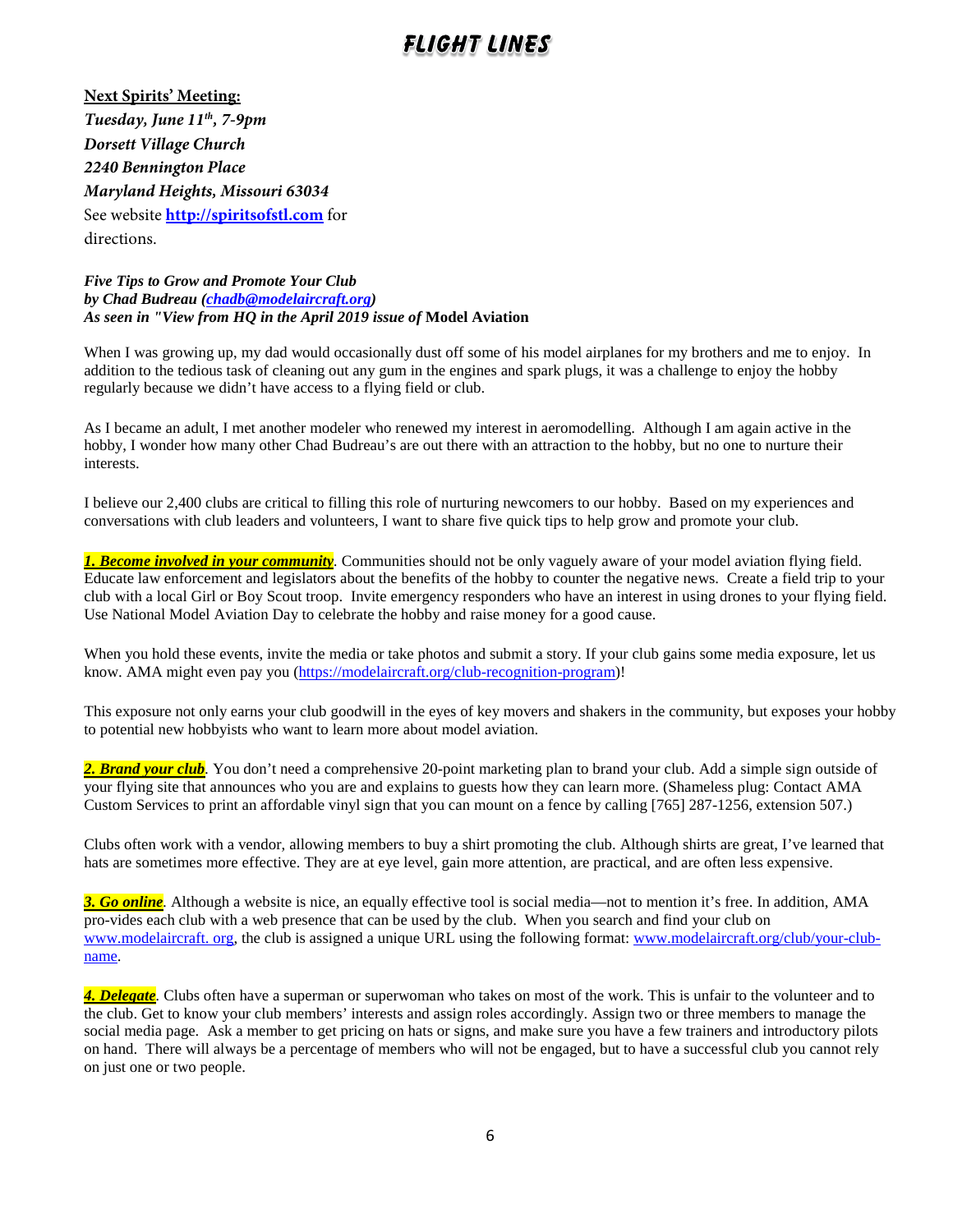**Next Spirits' Meeting:**

***Tuesday, June 11th, 7-9pm***

***Dorsett Village Church***

***2240 Bennington Place***

***Maryland Heights, Missouri 63034***

See website **http://spiritsofstl.com** for directions.

***Five Tips to Grow and Promote Your Club***
***by Chad Budreau (chadb@modelaircraft.org)***
***As seen in "View from HQ in the April 2019 issue of* Model Aviation**

When I was growing up, my dad would occasionally dust off some of his model airplanes for my brothers and me to enjoy. In addition to the tedious task of cleaning out any gum in the engines and spark plugs, it was a challenge to enjoy the hobby regularly because we didn't have access to a flying field or club.

As I became an adult, I met another modeler who renewed my interest in aeromodelling. Although I am again active in the hobby, I wonder how many other Chad Budreau's are out there with an attraction to the hobby, but no one to nurture their interests.

I believe our 2,400 clubs are critical to filling this role of nurturing newcomers to our hobby. Based on my experiences and conversations with club leaders and volunteers, I want to share five quick tips to help grow and promote your club.

***1. Become involved in your community***. Communities should not be only vaguely aware of your model aviation flying field. Educate law enforcement and legislators about the benefits of the hobby to counter the negative news. Create a field trip to your club with a local Girl or Boy Scout troop. Invite emergency responders who have an interest in using drones to your flying field. Use National Model Aviation Day to celebrate the hobby and raise money for a good cause.

When you hold these events, invite the media or take photos and submit a story. If your club gains some media exposure, let us know. AMA might even pay you (https://modelaircraft.org/club-recognition-program)!

This exposure not only earns your club goodwill in the eyes of key movers and shakers in the community, but exposes your hobby to potential new hobbyists who want to learn more about model aviation.

***2. Brand your club***. You don't need a comprehensive 20-point marketing plan to brand your club. Add a simple sign outside of your flying site that announces who you are and explains to guests how they can learn more. (Shameless plug: Contact AMA Custom Services to print an affordable vinyl sign that you can mount on a fence by calling [765] 287-1256, extension 507.)

Clubs often work with a vendor, allowing members to buy a shirt promoting the club. Although shirts are great, I've learned that hats are sometimes more effective. They are at eye level, gain more attention, are practical, and are often less expensive.

***3. Go online***. Although a website is nice, an equally effective tool is social media—not to mention it's free. In addition, AMA pro-vides each club with a web presence that can be used by the club. When you search and find your club on www.modelaircraft. org, the club is assigned a unique URL using the following format: www.modelaircraft.org/club/your-club-name.

***4. Delegate***. Clubs often have a superman or superwoman who takes on most of the work. This is unfair to the volunteer and to the club. Get to know your club members' interests and assign roles accordingly. Assign two or three members to manage the social media page. Ask a member to get pricing on hats or signs, and make sure you have a few trainers and introductory pilots on hand. There will always be a percentage of members who will not be engaged, but to have a successful club you cannot rely on just one or two people.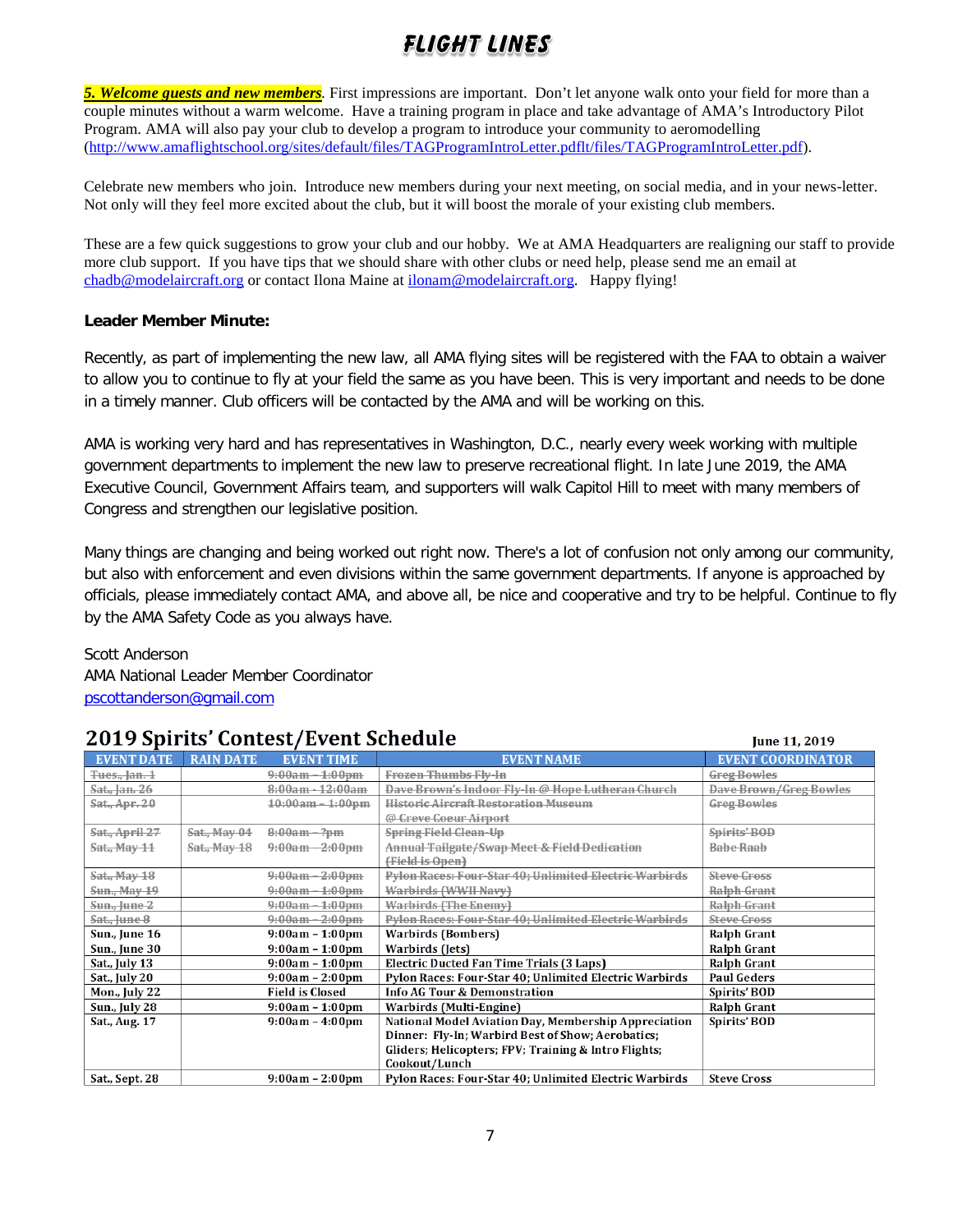***5. Welcome guests and new members***. First impressions are important. Don't let anyone walk onto your field for more than a couple minutes without a warm welcome. Have a training program in place and take advantage of AMA's Introductory Pilot Program. AMA will also pay your club to develop a program to introduce your community to aeromodelling (http://www.amaflightschool.org/sites/default/files/TAGProgramIntroLetter.pdflt/files/TAGProgramIntroLetter.pdf).

Celebrate new members who join. Introduce new members during your next meeting, on social media, and in your news-letter. Not only will they feel more excited about the club, but it will boost the morale of your existing club members.

These are a few quick suggestions to grow your club and our hobby. We at AMA Headquarters are realigning our staff to provide more club support. If you have tips that we should share with other clubs or need help, please send me an email at chadb@modelaircraft.org or contact Ilona Maine at ilonam@modelaircraft.org. Happy flying!

**Leader Member Minute:**

Recently, as part of implementing the new law, all AMA flying sites will be registered with the FAA to obtain a waiver to allow you to continue to fly at your field the same as you have been. This is very important and needs to be done in a timely manner. Club officers will be contacted by the AMA and will be working on this.

AMA is working very hard and has representatives in Washington, D.C., nearly every week working with multiple government departments to implement the new law to preserve recreational flight. In late June 2019, the AMA Executive Council, Government Affairs team, and supporters will walk Capitol Hill to meet with many members of Congress and strengthen our legislative position.

Many things are changing and being worked out right now. There's a lot of confusion not only among our community, but also with enforcement and even divisions within the same government departments. If anyone is approached by officials, please immediately contact AMA, and above all, be nice and cooperative and try to be helpful. Continue to fly by the AMA Safety Code as you always have.

Scott Anderson
AMA National Leader Member Coordinator
pscottanderson@gmail.com

## 2019 Spirits' Contest/Event Schedule

June 11, 2019

| EVENT DATE | RAIN DATE | EVENT TIME | EVENT NAME | EVENT COORDINATOR |
|---|---|---|---|---|
| ~~Tues., Jan. 1~~ | | ~~9:00am – 1:00pm~~ | ~~Frozen Thumbs Fly-In~~ | ~~Greg Bowles~~ |
| ~~Sat., Jan. 26~~ | | ~~8:00am - 12:00am~~ | ~~Dave Brown's Indoor Fly-In @ Hope Lutheran Church~~ | ~~Dave Brown/Greg Bowles~~ |
| ~~Sat., Apr. 20~~ | | ~~10:00am – 1:00pm~~ | ~~Historic Aircraft Restoration Museum @ Creve Coeur Airport~~ | ~~Greg Bowles~~ |
| ~~Sat., April 27~~ | ~~Sat., May 04~~ | ~~8:00am – ?pm~~ | ~~Spring Field Clean-Up~~ | ~~Spirits' BOD~~ |
| ~~Sat., May 11~~ | ~~Sat., May 18~~ | ~~9:00am – 2:00pm~~ | ~~Annual Tailgate/Swap Meet & Field Dedication (Field is Open)~~ | ~~Babe Raab~~ |
| ~~Sat., May 18~~ | | ~~9:00am – 2:00pm~~ | ~~Pylon Races: Four-Star 40; Unlimited Electric Warbirds~~ | ~~Steve Cross~~ |
| ~~Sun., May 19~~ | | ~~9:00am – 1:00pm~~ | ~~Warbirds (WWII Navy)~~ | ~~Ralph Grant~~ |
| ~~Sun., June 2~~ | | ~~9:00am – 1:00pm~~ | ~~Warbirds (The Enemy)~~ | ~~Ralph Grant~~ |
| ~~Sat., June 8~~ | | ~~9:00am – 2:00pm~~ | ~~Pylon Races: Four-Star 40; Unlimited Electric Warbirds~~ | ~~Steve Cross~~ |
| Sun., June 16 | | 9:00am – 1:00pm | Warbirds (Bombers) | Ralph Grant |
| Sun., June 30 | | 9:00am – 1:00pm | Warbirds (Jets) | Ralph Grant |
| Sat., July 13 | | 9:00am – 1:00pm | Electric Ducted Fan Time Trials (3 Laps) | Ralph Grant |
| Sat., July 20 | | 9:00am – 2:00pm | Pylon Races: Four-Star 40; Unlimited Electric Warbirds | Paul Geders |
| Mon., July 22 | | Field is Closed | Info AG Tour & Demonstration | Spirits' BOD |
| Sun., July 28 | | 9:00am – 1:00pm | Warbirds (Multi-Engine) | Ralph Grant |
| Sat., Aug. 17 | | 9:00am – 4:00pm | National Model Aviation Day, Membership Appreciation Dinner: Fly-In; Warbird Best of Show; Aerobatics; Gliders; Helicopters; FPV; Training & Intro Flights; Cookout/Lunch | Spirits' BOD |
| Sat., Sept. 28 | | 9:00am – 2:00pm | Pylon Races: Four-Star 40; Unlimited Electric Warbirds | Steve Cross |